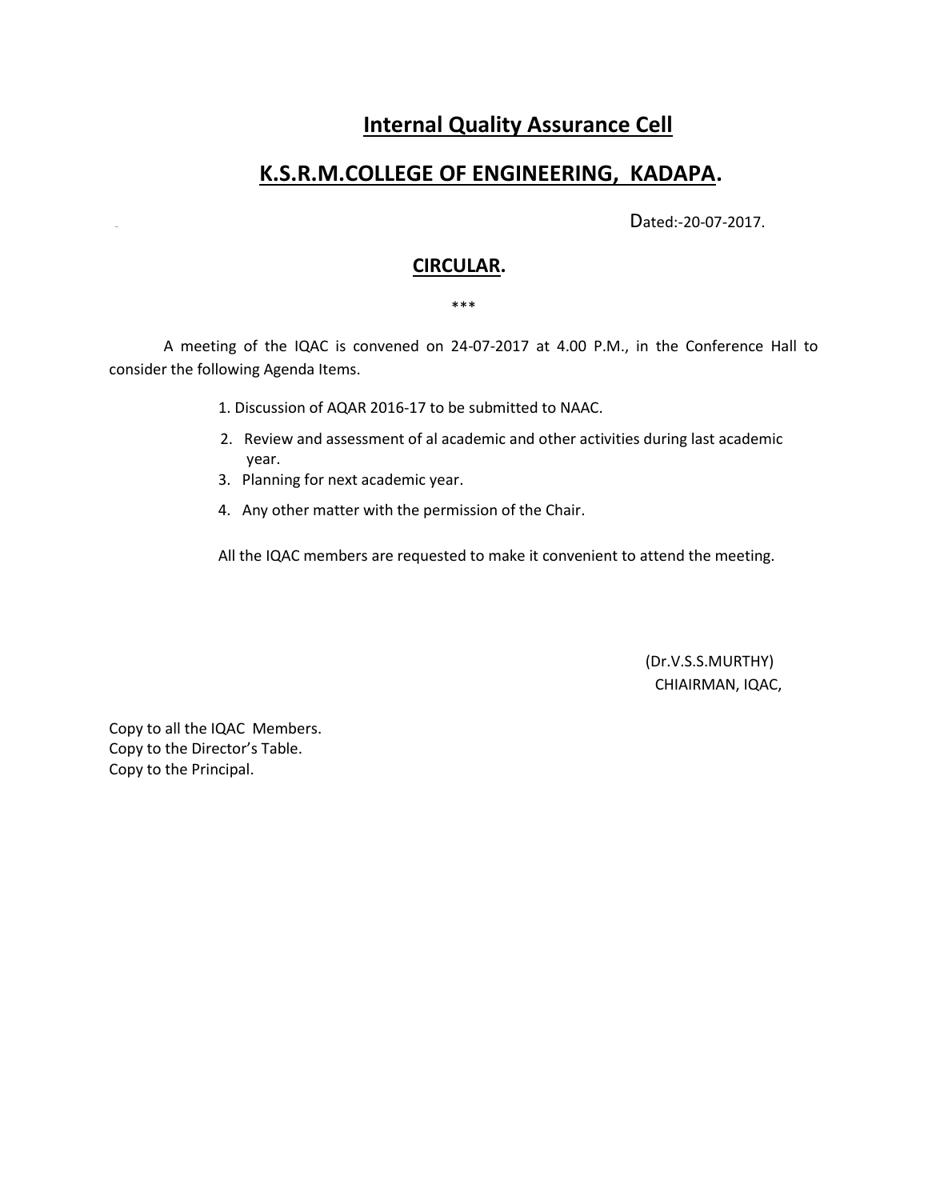# Internal Quality Assurance Cell

# K.S.R.M.COLLEGE OF ENGINEERING, KADAPA.

Dated:-20-07-2017.

## CIRCULAR.

***

A meeting of the IQAC is convened on 24-07-2017 at 4.00 P.M., in the Conference Hall to consider the following Agenda Items.

1. Discussion of AQAR 2016-17 to be submitted to NAAC.
2. Review and assessment of al academic and other activities during last academic year.
3. Planning for next academic year.
4. Any other matter with the permission of the Chair.

All the IQAC members are requested to make it convenient to attend the meeting.

(Dr.V.S.S.MURTHY)
CHIAIRMAN, IQAC,

Copy to all the IQAC Members.
Copy to the Director's Table.
Copy to the Principal.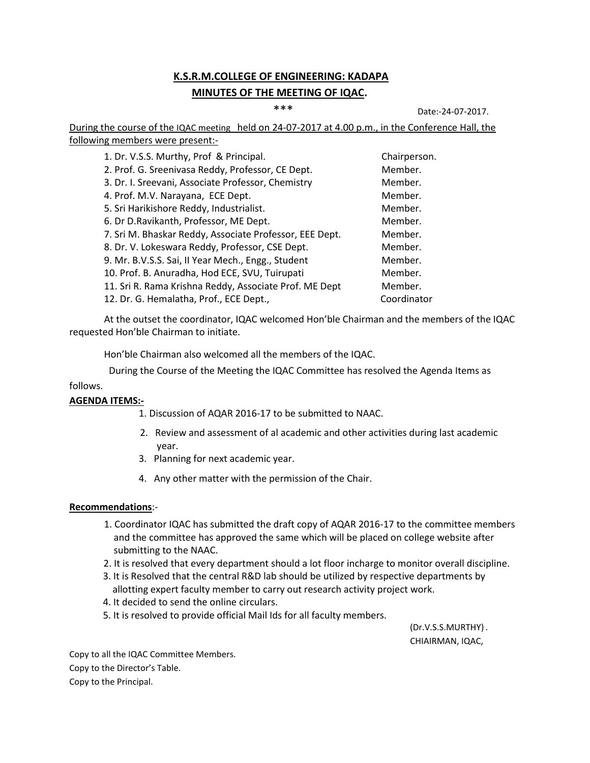# K.S.R.M.COLLEGE OF ENGINEERING: KADAPA

## MINUTES OF THE MEETING OF IQAC.

\*\*\*

Date:-24-07-2017.

During the course of the IQAC meeting held on 24-07-2017 at 4.00 p.m., in the Conference Hall, the following members were present:-

| | |
|---|---|
| 1. Dr. V.S.S. Murthy, Prof & Principal. | Chairperson. |
| 2. Prof. G. Sreenivasa Reddy, Professor, CE Dept. | Member. |
| 3. Dr. I. Sreevani, Associate Professor, Chemistry | Member. |
| 4. Prof. M.V. Narayana, ECE Dept. | Member. |
| 5. Sri Harikishore Reddy, Industrialist. | Member. |
| 6. Dr D.Ravikanth, Professor, ME Dept. | Member. |
| 7. Sri M. Bhaskar Reddy, Associate Professor, EEE Dept. | Member. |
| 8. Dr. V. Lokeswara Reddy, Professor, CSE Dept. | Member. |
| 9. Mr. B.V.S.S. Sai, II Year Mech., Engg., Student | Member. |
| 10. Prof. B. Anuradha, Hod ECE, SVU, Tuirupati | Member. |
| 11. Sri R. Rama Krishna Reddy, Associate Prof. ME Dept | Member. |
| 12. Dr. G. Hemalatha, Prof., ECE Dept., | Coordinator |

At the outset the coordinator, IQAC welcomed Hon'ble Chairman and the members of the IQAC requested Hon'ble Chairman to initiate.

Hon'ble Chairman also welcomed all the members of the IQAC.

During the Course of the Meeting the IQAC Committee has resolved the Agenda Items as follows.

**AGENDA ITEMS:-**

1. Discussion of AQAR 2016-17 to be submitted to NAAC.
2. Review and assessment of al academic and other activities during last academic year.
3. Planning for next academic year.
4. Any other matter with the permission of the Chair.

**Recommendations**:-

1. Coordinator IQAC has submitted the draft copy of AQAR 2016-17 to the committee members and the committee has approved the same which will be placed on college website after submitting to the NAAC.
2. It is resolved that every department should a lot floor incharge to monitor overall discipline.
3. It is Resolved that the central R&D lab should be utilized by respective departments by allotting expert faculty member to carry out research activity project work.
4. It decided to send the online circulars.
5. It is resolved to provide official Mail Ids for all faculty members.

(Dr.V.S.S.MURTHY) .
CHIAIRMAN, IQAC,

Copy to all the IQAC Committee Members.
Copy to the Director's Table.
Copy to the Principal.